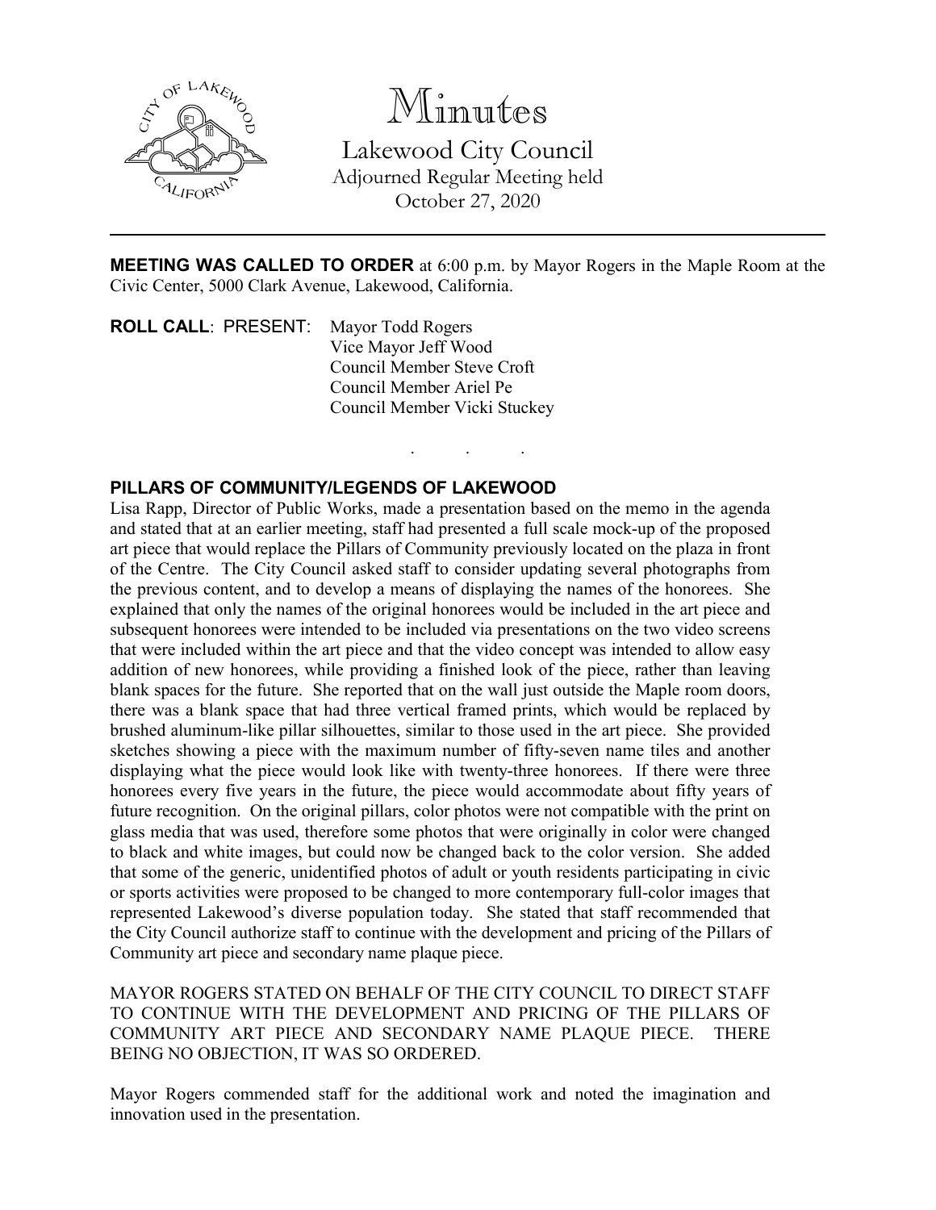# Minutes

Lakewood City Council
Adjourned Regular Meeting held
October 27, 2020

---

**MEETING WAS CALLED TO ORDER** at 6:00 p.m. by Mayor Rogers in the Maple Room at the Civic Center, 5000 Clark Avenue, Lakewood, California.

**ROLL CALL**: PRESENT: Mayor Todd Rogers
Vice Mayor Jeff Wood
Council Member Steve Croft
Council Member Ariel Pe
Council Member Vicki Stuckey

. . .

**PILLARS OF COMMUNITY/LEGENDS OF LAKEWOOD**

Lisa Rapp, Director of Public Works, made a presentation based on the memo in the agenda and stated that at an earlier meeting, staff had presented a full scale mock-up of the proposed art piece that would replace the Pillars of Community previously located on the plaza in front of the Centre. The City Council asked staff to consider updating several photographs from the previous content, and to develop a means of displaying the names of the honorees. She explained that only the names of the original honorees would be included in the art piece and subsequent honorees were intended to be included via presentations on the two video screens that were included within the art piece and that the video concept was intended to allow easy addition of new honorees, while providing a finished look of the piece, rather than leaving blank spaces for the future. She reported that on the wall just outside the Maple room doors, there was a blank space that had three vertical framed prints, which would be replaced by brushed aluminum-like pillar silhouettes, similar to those used in the art piece. She provided sketches showing a piece with the maximum number of fifty-seven name tiles and another displaying what the piece would look like with twenty-three honorees. If there were three honorees every five years in the future, the piece would accommodate about fifty years of future recognition. On the original pillars, color photos were not compatible with the print on glass media that was used, therefore some photos that were originally in color were changed to black and white images, but could now be changed back to the color version. She added that some of the generic, unidentified photos of adult or youth residents participating in civic or sports activities were proposed to be changed to more contemporary full-color images that represented Lakewood's diverse population today. She stated that staff recommended that the City Council authorize staff to continue with the development and pricing of the Pillars of Community art piece and secondary name plaque piece.

MAYOR ROGERS STATED ON BEHALF OF THE CITY COUNCIL TO DIRECT STAFF TO CONTINUE WITH THE DEVELOPMENT AND PRICING OF THE PILLARS OF COMMUNITY ART PIECE AND SECONDARY NAME PLAQUE PIECE. THERE BEING NO OBJECTION, IT WAS SO ORDERED.

Mayor Rogers commended staff for the additional work and noted the imagination and innovation used in the presentation.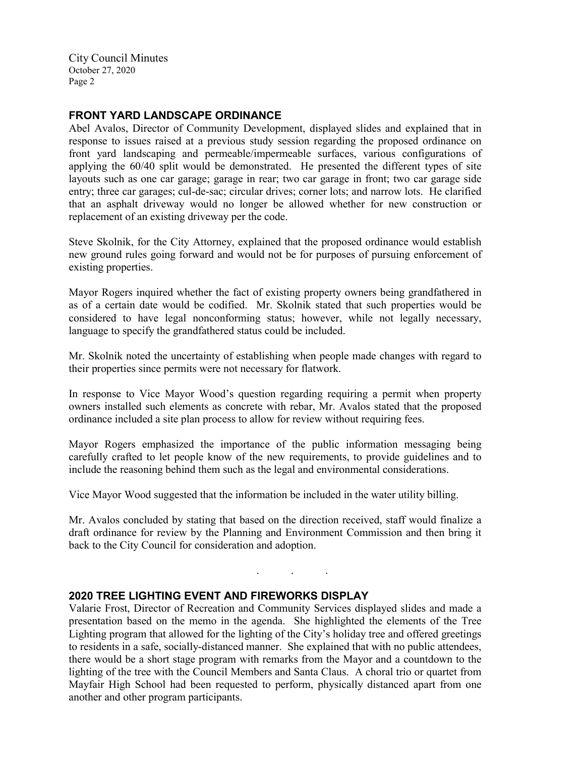## FRONT YARD LANDSCAPE ORDINANCE

Abel Avalos, Director of Community Development, displayed slides and explained that in response to issues raised at a previous study session regarding the proposed ordinance on front yard landscaping and permeable/impermeable surfaces, various configurations of applying the 60/40 split would be demonstrated. He presented the different types of site layouts such as one car garage; garage in rear; two car garage in front; two car garage side entry; three car garages; cul-de-sac; circular drives; corner lots; and narrow lots. He clarified that an asphalt driveway would no longer be allowed whether for new construction or replacement of an existing driveway per the code.

Steve Skolnik, for the City Attorney, explained that the proposed ordinance would establish new ground rules going forward and would not be for purposes of pursuing enforcement of existing properties.

Mayor Rogers inquired whether the fact of existing property owners being grandfathered in as of a certain date would be codified. Mr. Skolnik stated that such properties would be considered to have legal nonconforming status; however, while not legally necessary, language to specify the grandfathered status could be included.

Mr. Skolnik noted the uncertainty of establishing when people made changes with regard to their properties since permits were not necessary for flatwork.

In response to Vice Mayor Wood's question regarding requiring a permit when property owners installed such elements as concrete with rebar, Mr. Avalos stated that the proposed ordinance included a site plan process to allow for review without requiring fees.

Mayor Rogers emphasized the importance of the public information messaging being carefully crafted to let people know of the new requirements, to provide guidelines and to include the reasoning behind them such as the legal and environmental considerations.

Vice Mayor Wood suggested that the information be included in the water utility billing.

Mr. Avalos concluded by stating that based on the direction received, staff would finalize a draft ordinance for review by the Planning and Environment Commission and then bring it back to the City Council for consideration and adoption.

. . .

## 2020 TREE LIGHTING EVENT AND FIREWORKS DISPLAY

Valarie Frost, Director of Recreation and Community Services displayed slides and made a presentation based on the memo in the agenda. She highlighted the elements of the Tree Lighting program that allowed for the lighting of the City's holiday tree and offered greetings to residents in a safe, socially-distanced manner. She explained that with no public attendees, there would be a short stage program with remarks from the Mayor and a countdown to the lighting of the tree with the Council Members and Santa Claus. A choral trio or quartet from Mayfair High School had been requested to perform, physically distanced apart from one another and other program participants.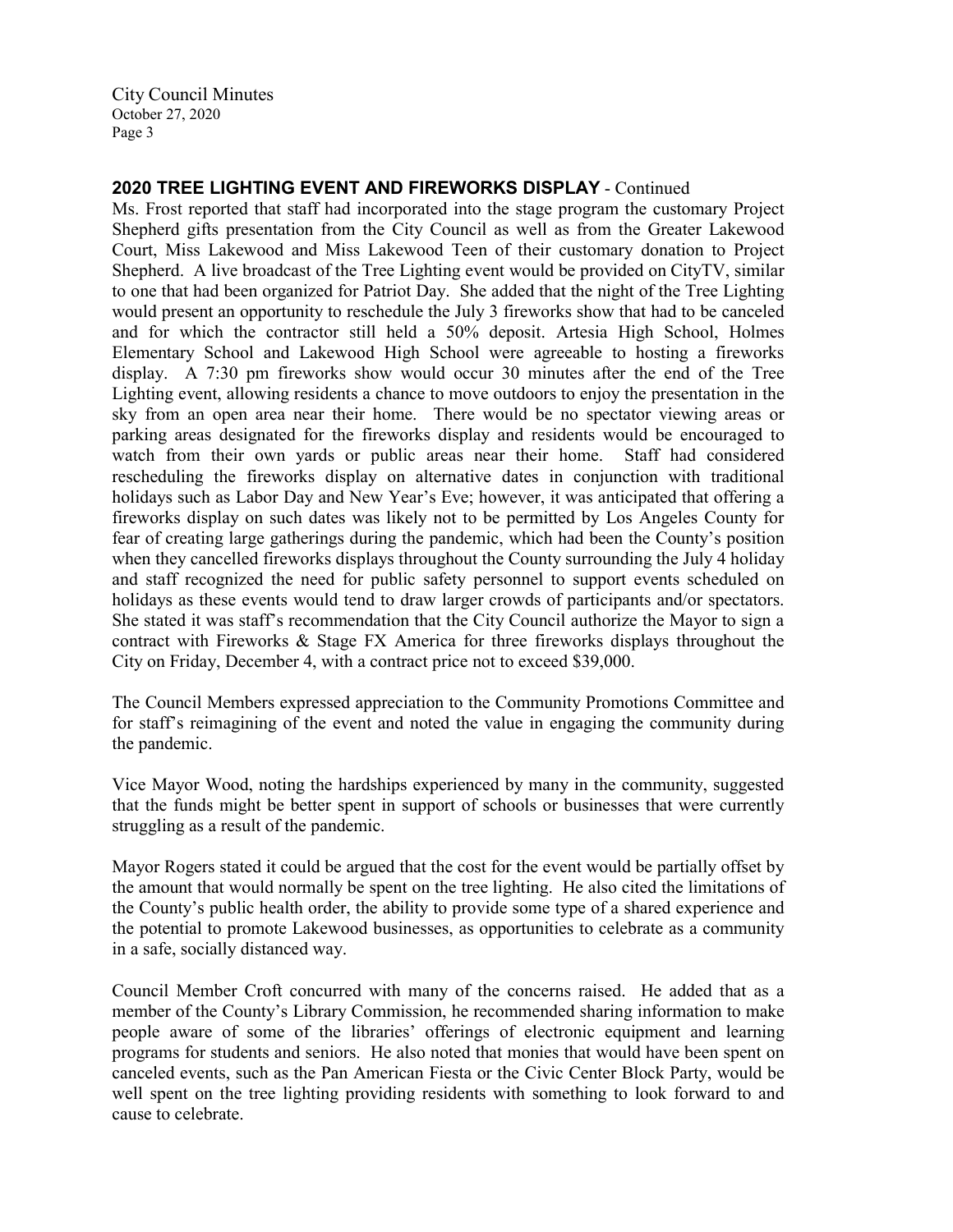## 2020 TREE LIGHTING EVENT AND FIREWORKS DISPLAY - Continued

Ms. Frost reported that staff had incorporated into the stage program the customary Project Shepherd gifts presentation from the City Council as well as from the Greater Lakewood Court, Miss Lakewood and Miss Lakewood Teen of their customary donation to Project Shepherd. A live broadcast of the Tree Lighting event would be provided on CityTV, similar to one that had been organized for Patriot Day. She added that the night of the Tree Lighting would present an opportunity to reschedule the July 3 fireworks show that had to be canceled and for which the contractor still held a 50% deposit. Artesia High School, Holmes Elementary School and Lakewood High School were agreeable to hosting a fireworks display. A 7:30 pm fireworks show would occur 30 minutes after the end of the Tree Lighting event, allowing residents a chance to move outdoors to enjoy the presentation in the sky from an open area near their home. There would be no spectator viewing areas or parking areas designated for the fireworks display and residents would be encouraged to watch from their own yards or public areas near their home. Staff had considered rescheduling the fireworks display on alternative dates in conjunction with traditional holidays such as Labor Day and New Year's Eve; however, it was anticipated that offering a fireworks display on such dates was likely not to be permitted by Los Angeles County for fear of creating large gatherings during the pandemic, which had been the County's position when they cancelled fireworks displays throughout the County surrounding the July 4 holiday and staff recognized the need for public safety personnel to support events scheduled on holidays as these events would tend to draw larger crowds of participants and/or spectators. She stated it was staff's recommendation that the City Council authorize the Mayor to sign a contract with Fireworks & Stage FX America for three fireworks displays throughout the City on Friday, December 4, with a contract price not to exceed $39,000.

The Council Members expressed appreciation to the Community Promotions Committee and for staff's reimagining of the event and noted the value in engaging the community during the pandemic.

Vice Mayor Wood, noting the hardships experienced by many in the community, suggested that the funds might be better spent in support of schools or businesses that were currently struggling as a result of the pandemic.

Mayor Rogers stated it could be argued that the cost for the event would be partially offset by the amount that would normally be spent on the tree lighting. He also cited the limitations of the County's public health order, the ability to provide some type of a shared experience and the potential to promote Lakewood businesses, as opportunities to celebrate as a community in a safe, socially distanced way.

Council Member Croft concurred with many of the concerns raised. He added that as a member of the County's Library Commission, he recommended sharing information to make people aware of some of the libraries' offerings of electronic equipment and learning programs for students and seniors. He also noted that monies that would have been spent on canceled events, such as the Pan American Fiesta or the Civic Center Block Party, would be well spent on the tree lighting providing residents with something to look forward to and cause to celebrate.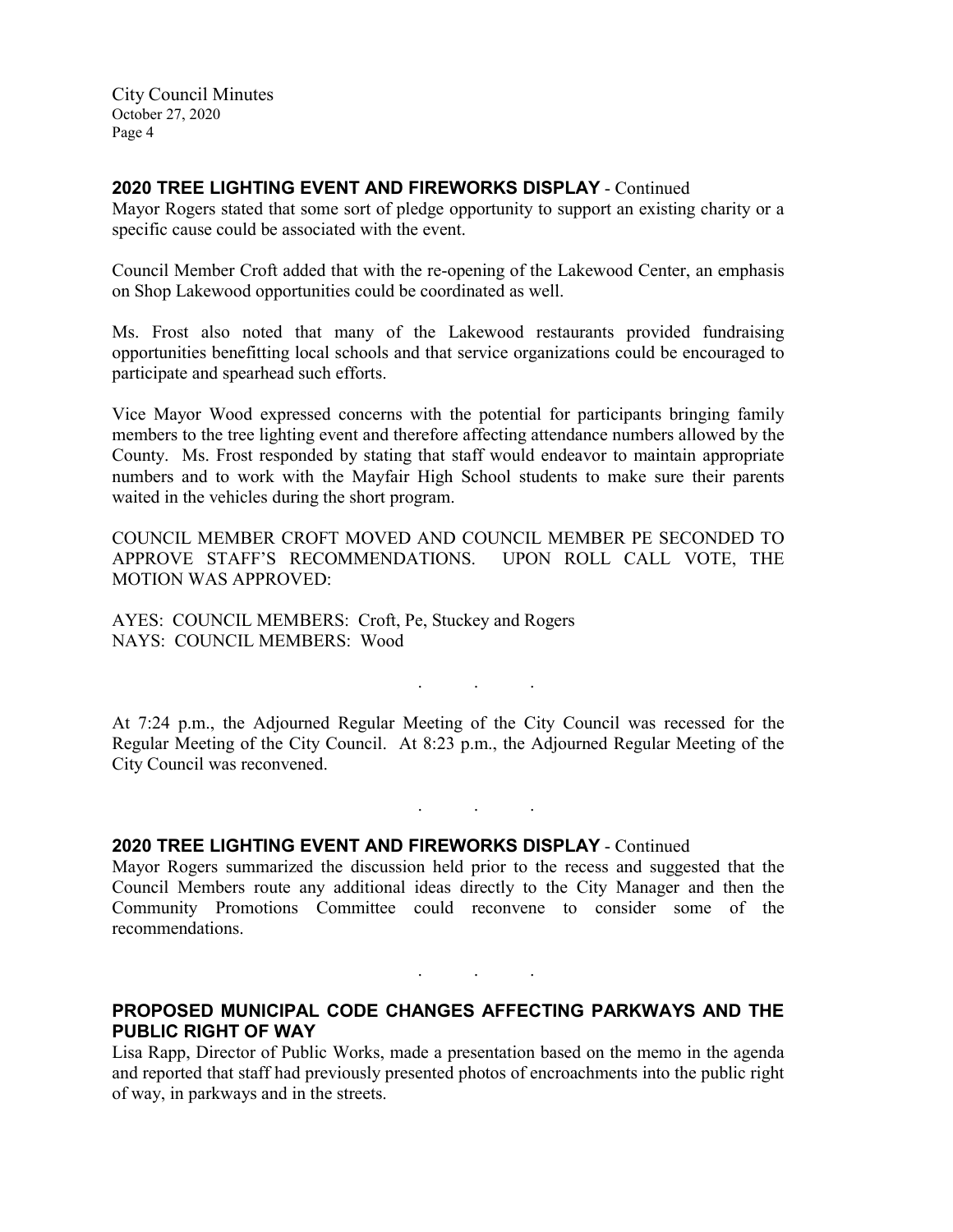**2020 TREE LIGHTING EVENT AND FIREWORKS DISPLAY** - Continued

Mayor Rogers stated that some sort of pledge opportunity to support an existing charity or a specific cause could be associated with the event.

Council Member Croft added that with the re-opening of the Lakewood Center, an emphasis on Shop Lakewood opportunities could be coordinated as well.

Ms. Frost also noted that many of the Lakewood restaurants provided fundraising opportunities benefitting local schools and that service organizations could be encouraged to participate and spearhead such efforts.

Vice Mayor Wood expressed concerns with the potential for participants bringing family members to the tree lighting event and therefore affecting attendance numbers allowed by the County. Ms. Frost responded by stating that staff would endeavor to maintain appropriate numbers and to work with the Mayfair High School students to make sure their parents waited in the vehicles during the short program.

COUNCIL MEMBER CROFT MOVED AND COUNCIL MEMBER PE SECONDED TO APPROVE STAFF'S RECOMMENDATIONS. UPON ROLL CALL VOTE, THE MOTION WAS APPROVED:

AYES: COUNCIL MEMBERS: Croft, Pe, Stuckey and Rogers
NAYS: COUNCIL MEMBERS: Wood

. . .

At 7:24 p.m., the Adjourned Regular Meeting of the City Council was recessed for the Regular Meeting of the City Council. At 8:23 p.m., the Adjourned Regular Meeting of the City Council was reconvened.

. . .

**2020 TREE LIGHTING EVENT AND FIREWORKS DISPLAY** - Continued

Mayor Rogers summarized the discussion held prior to the recess and suggested that the Council Members route any additional ideas directly to the City Manager and then the Community Promotions Committee could reconvene to consider some of the recommendations.

. . .

**PROPOSED MUNICIPAL CODE CHANGES AFFECTING PARKWAYS AND THE PUBLIC RIGHT OF WAY**

Lisa Rapp, Director of Public Works, made a presentation based on the memo in the agenda and reported that staff had previously presented photos of encroachments into the public right of way, in parkways and in the streets.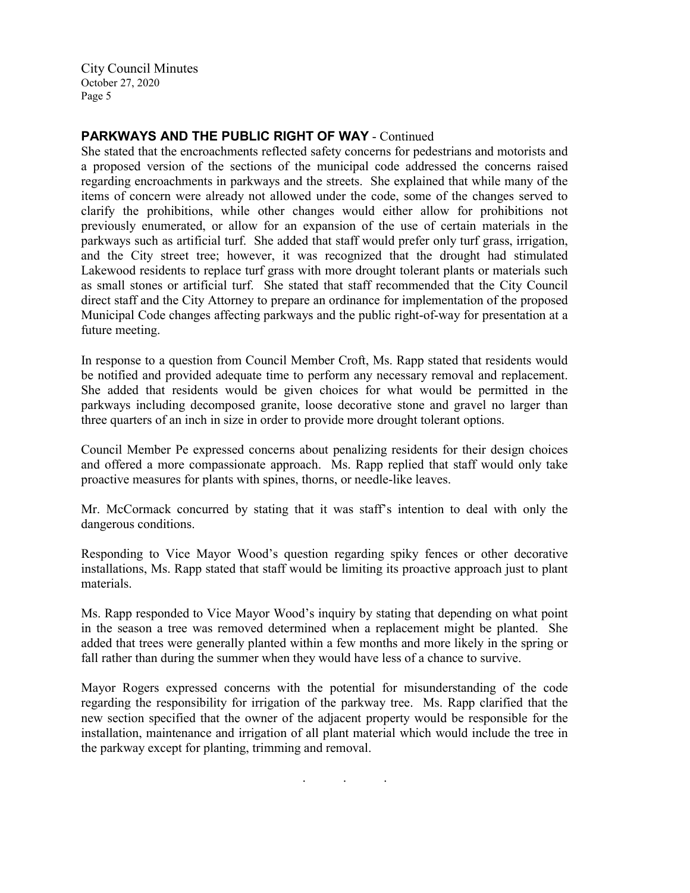## PARKWAYS AND THE PUBLIC RIGHT OF WAY - Continued

She stated that the encroachments reflected safety concerns for pedestrians and motorists and a proposed version of the sections of the municipal code addressed the concerns raised regarding encroachments in parkways and the streets. She explained that while many of the items of concern were already not allowed under the code, some of the changes served to clarify the prohibitions, while other changes would either allow for prohibitions not previously enumerated, or allow for an expansion of the use of certain materials in the parkways such as artificial turf. She added that staff would prefer only turf grass, irrigation, and the City street tree; however, it was recognized that the drought had stimulated Lakewood residents to replace turf grass with more drought tolerant plants or materials such as small stones or artificial turf. She stated that staff recommended that the City Council direct staff and the City Attorney to prepare an ordinance for implementation of the proposed Municipal Code changes affecting parkways and the public right-of-way for presentation at a future meeting.

In response to a question from Council Member Croft, Ms. Rapp stated that residents would be notified and provided adequate time to perform any necessary removal and replacement. She added that residents would be given choices for what would be permitted in the parkways including decomposed granite, loose decorative stone and gravel no larger than three quarters of an inch in size in order to provide more drought tolerant options.

Council Member Pe expressed concerns about penalizing residents for their design choices and offered a more compassionate approach. Ms. Rapp replied that staff would only take proactive measures for plants with spines, thorns, or needle-like leaves.

Mr. McCormack concurred by stating that it was staff's intention to deal with only the dangerous conditions.

Responding to Vice Mayor Wood's question regarding spiky fences or other decorative installations, Ms. Rapp stated that staff would be limiting its proactive approach just to plant materials.

Ms. Rapp responded to Vice Mayor Wood's inquiry by stating that depending on what point in the season a tree was removed determined when a replacement might be planted. She added that trees were generally planted within a few months and more likely in the spring or fall rather than during the summer when they would have less of a chance to survive.

Mayor Rogers expressed concerns with the potential for misunderstanding of the code regarding the responsibility for irrigation of the parkway tree. Ms. Rapp clarified that the new section specified that the owner of the adjacent property would be responsible for the installation, maintenance and irrigation of all plant material which would include the tree in the parkway except for planting, trimming and removal.

. . .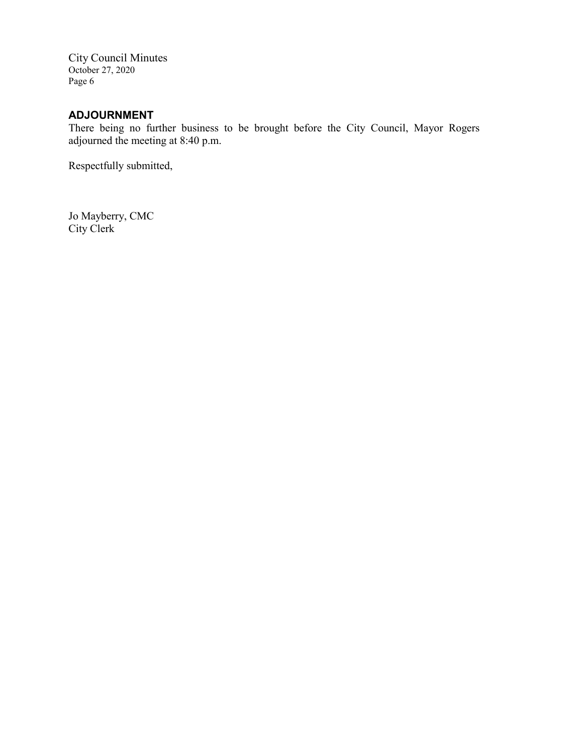## ADJOURNMENT

There being no further business to be brought before the City Council, Mayor Rogers adjourned the meeting at 8:40 p.m.

Respectfully submitted,

Jo Mayberry, CMC
City Clerk